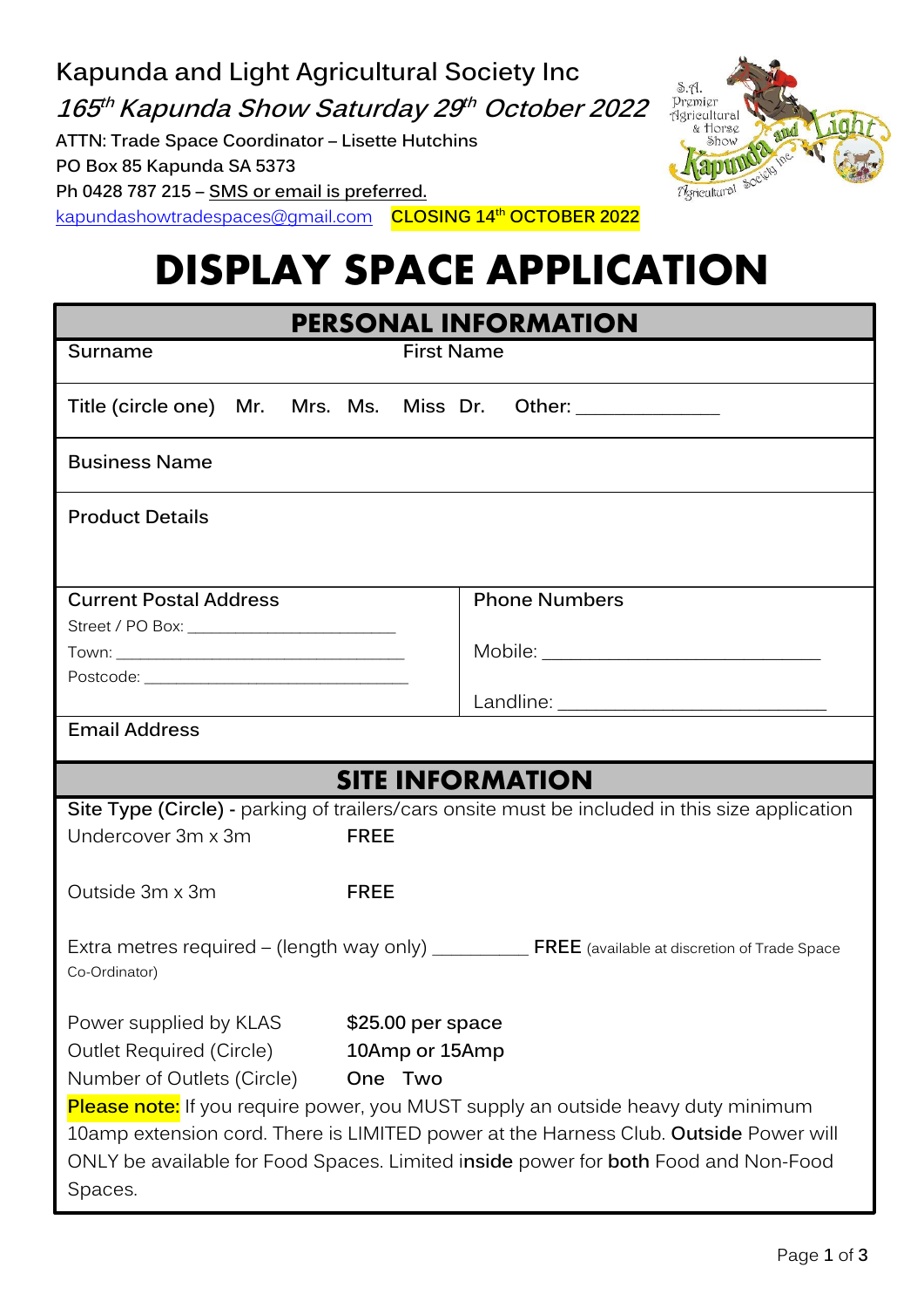**Kapunda and Light Agricultural Society Inc**

***165th Kapunda Show Saturday 29th October 2022***

**ATTN: Trade Space Coordinator – Lisette Hutchins**
**PO Box 85 Kapunda SA 5373**
**Ph 0428 787 215 – SMS or email is preferred.**
kapundashowtradespaces@gmail.com **CLOSING 14th OCTOBER 2022**

# DISPLAY SPACE APPLICATION

## PERSONAL INFORMATION

Surname First Name

Title (circle one) Mr. Mrs. Ms. Miss Dr. Other: _____________

Business Name

Product Details

| Current Postal Address | Phone Numbers |
|---|---|
| Street / PO Box: ______________________ | |
| Town: ______________________________ | Mobile: ___________________________ |
| Postcode: ____________________________ | Landline: __________________________ |

Email Address

## SITE INFORMATION

**Site Type (Circle) -** parking of trailers/cars onsite must be included in this size application

Undercover 3m x 3m **FREE**

Outside 3m x 3m **FREE**

Extra metres required – (length way only) _________ **FREE** (available at discretion of Trade Space Co-Ordinator)

Power supplied by KLAS **$25.00 per space**
Outlet Required (Circle) **10Amp or 15Amp**
Number of Outlets (Circle) One Two

**Please note:** If you require power, you MUST supply an outside heavy duty minimum 10amp extension cord. There is LIMITED power at the Harness Club. **Outside** Power will ONLY be available for Food Spaces. Limited i**nside** power for **both** Food and Non-Food Spaces.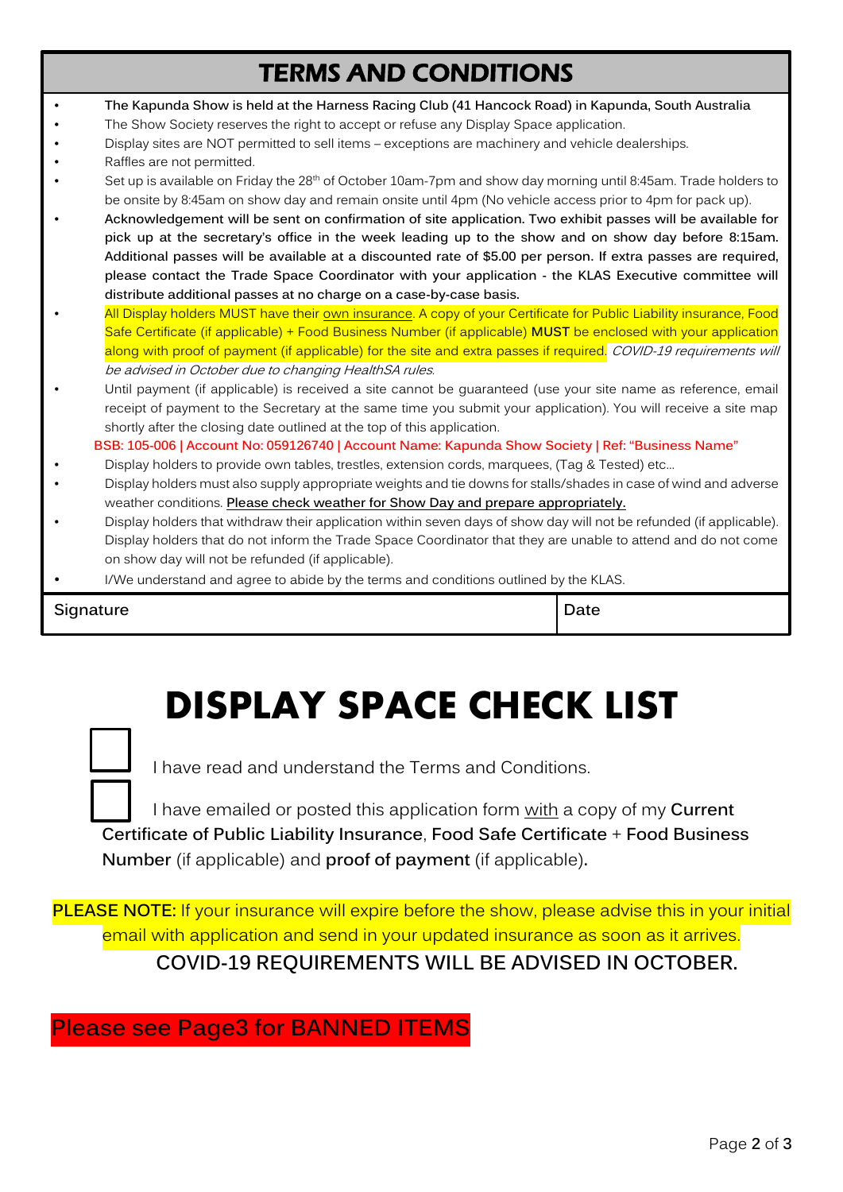## TERMS AND CONDITIONS

- **The Kapunda Show is held at the Harness Racing Club (41 Hancock Road) in Kapunda, South Australia**
- The Show Society reserves the right to accept or refuse any Display Space application.
- Display sites are NOT permitted to sell items – exceptions are machinery and vehicle dealerships.
- Raffles are not permitted.
- Set up is available on Friday the 28th of October 10am-7pm and show day morning until 8:45am. Trade holders to be onsite by 8:45am on show day and remain onsite until 4pm (No vehicle access prior to 4pm for pack up).
- **Acknowledgement will be sent on confirmation of site application. Two exhibit passes will be available for pick up at the secretary's office in the week leading up to the show and on show day before 8:15am. Additional passes will be available at a discounted rate of $5.00 per person. If extra passes are required, please contact the Trade Space Coordinator with your application - the KLAS Executive committee will distribute additional passes at no charge on a case-by-case basis.**
- All Display holders MUST have their <u>own insurance</u>. A copy of your Certificate for Public Liability insurance, Food Safe Certificate (if applicable) + Food Business Number (if applicable) **MUST** be enclosed with your application along with proof of payment (if applicable) for the site and extra passes if required. *COVID-19 requirements will be advised in October due to changing HealthSA rules.*
- Until payment (if applicable) is received a site cannot be guaranteed (use your site name as reference, email receipt of payment to the Secretary at the same time you submit your application). You will receive a site map shortly after the closing date outlined at the top of this application.

**BSB: 105-006 | Account No: 059126740 | Account Name: Kapunda Show Society | Ref: "Business Name"**

- Display holders to provide own tables, trestles, extension cords, marquees, (Tag & Tested) etc...
- Display holders must also supply appropriate weights and tie downs for stalls/shades in case of wind and adverse weather conditions. <u>**Please check weather for Show Day and prepare appropriately.**</u>
- Display holders that withdraw their application within seven days of show day will not be refunded (if applicable). Display holders that do not inform the Trade Space Coordinator that they are unable to attend and do not come on show day will not be refunded (if applicable).
- I/We understand and agree to abide by the terms and conditions outlined by the KLAS.

| Signature | Date |
|---|---|
| | |

# DISPLAY SPACE CHECK LIST

- [ ] I have read and understand the Terms and Conditions.
- [ ] I have emailed or posted this application form <u>with</u> a copy of my **Current Certificate of Public Liability Insurance**, **Food Safe Certificate** + **Food Business Number** (if applicable) and **proof of payment** (if applicable).

**PLEASE NOTE:** If your insurance will expire before the show, please advise this in your initial email with application and send in your updated insurance as soon as it arrives.

**COVID-19 REQUIREMENTS WILL BE ADVISED IN OCTOBER.**

**Please see Page3 for BANNED ITEMS**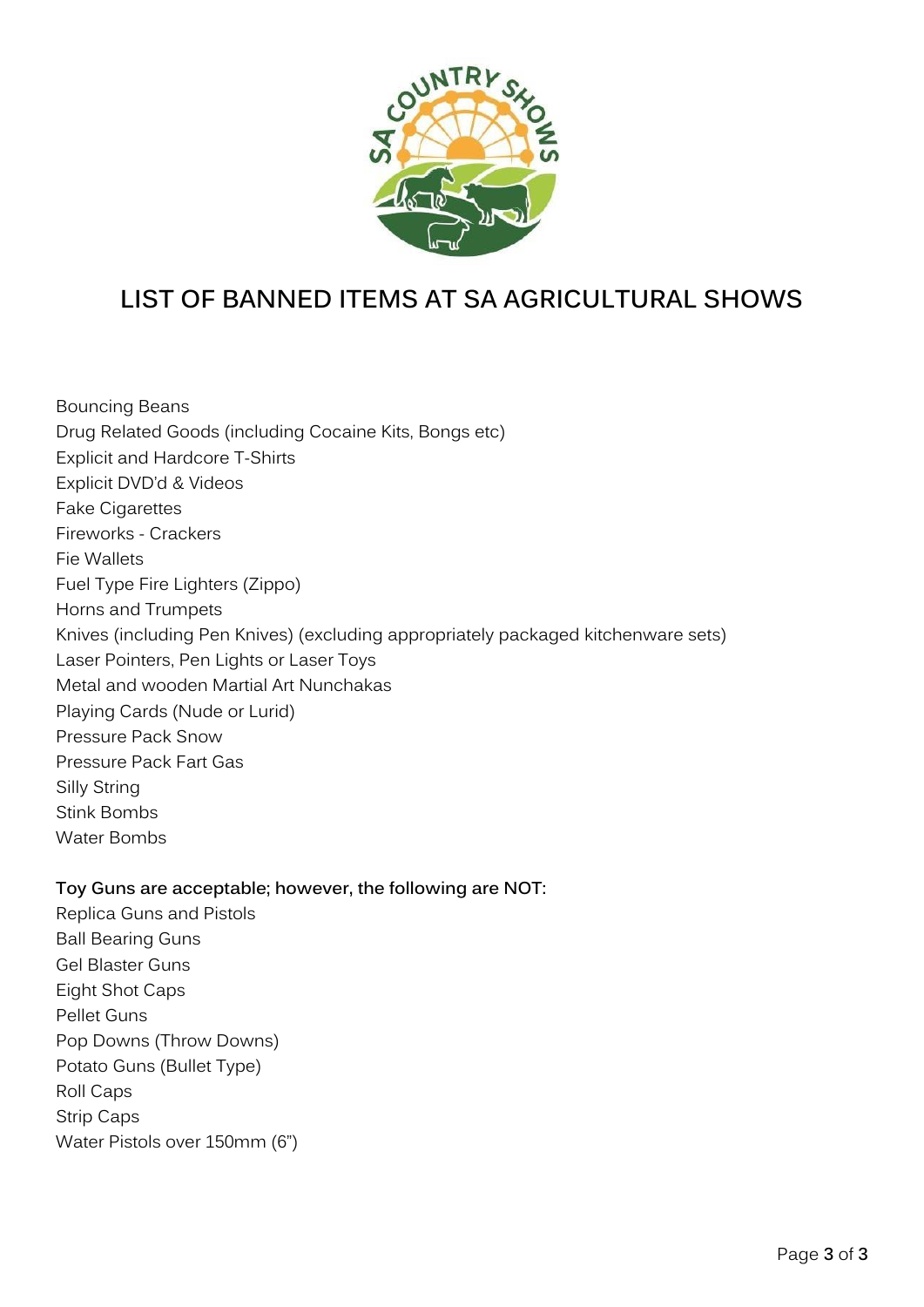# LIST OF BANNED ITEMS AT SA AGRICULTURAL SHOWS

Bouncing Beans
Drug Related Goods (including Cocaine Kits, Bongs etc)
Explicit and Hardcore T-Shirts
Explicit DVD'd & Videos
Fake Cigarettes
Fireworks - Crackers
Fie Wallets
Fuel Type Fire Lighters (Zippo)
Horns and Trumpets
Knives (including Pen Knives) (excluding appropriately packaged kitchenware sets)
Laser Pointers, Pen Lights or Laser Toys
Metal and wooden Martial Art Nunchakas
Playing Cards (Nude or Lurid)
Pressure Pack Snow
Pressure Pack Fart Gas
Silly String
Stink Bombs
Water Bombs

**Toy Guns are acceptable; however, the following are NOT:**

Replica Guns and Pistols
Ball Bearing Guns
Gel Blaster Guns
Eight Shot Caps
Pellet Guns
Pop Downs (Throw Downs)
Potato Guns (Bullet Type)
Roll Caps
Strip Caps
Water Pistols over 150mm (6")